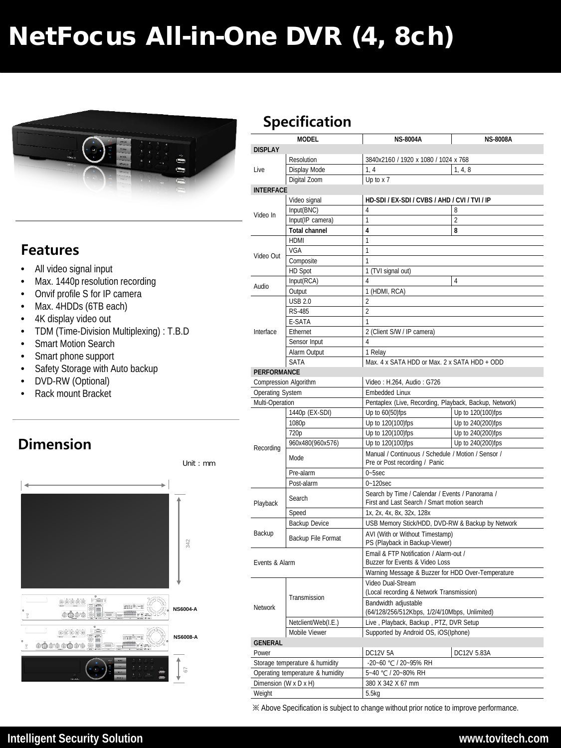# NetFocus All-in-One DVR (4, 8ch)

## Features

- All video signal input
- Max. 1440p resolution recording
- Onvif profile S for IP camera
- Max. 4HDDs (6TB each)
- 4K display video out
- TDM (Time-Division Multiplexing) : T.B.D
- Smart Motion Search
- Smart phone support
- Safety Storage with Auto backup
- DVD-RW (Optional)
- Rack mount Bracket

## Dimension

Unit : mm

342

NS6004-A

NS6008-A

67

## Specification

| MODEL | | NS-8004A | NS-8008A |
|---|---|---|---|
| **DISPLAY** | | | |
| Live | Resolution | 3840x2160 / 1920 x 1080 / 1024 x 768 | |
| | Display Mode | 1, 4 | 1, 4, 8 |
| | Digital Zoom | Up to x 7 | |
| **INTERFACE** | | | |
| Video In | Video signal | **HD-SDI / EX-SDI / CVBS / AHD / CVI / TVI / IP** | |
| | Input(BNC) | 4 | 8 |
| | Input(IP camera) | 1 | 2 |
| | **Total channel** | **4** | **8** |
| Video Out | HDMI | 1 | |
| | VGA | 1 | |
| | Composite | 1 | |
| | HD Spot | 1 (TVI signal out) | |
| Audio | Input(RCA) | 4 | 4 |
| | Output | 1 (HDMI, RCA) | |
| Interface | USB 2.0 | 2 | |
| | RS-485 | 2 | |
| | E-SATA | 1 | |
| | Ethernet | 2 (Client S/W / IP camera) | |
| | Sensor Input | 4 | |
| | Alarm Output | 1 Relay | |
| | SATA | Max. 4 x SATA HDD or Max. 2 x SATA HDD + ODD | |
| **PERFORMANCE** | | | |
| Compression Algorithm | | Video : H.264, Audio : G726 | |
| Operating System | | Embedded Linux | |
| Multi-Operation | | Pentaplex (Live, Recording, Playback, Backup, Network) | |
| Recording | 1440p (EX-SDI) | Up to 60(50)fps | Up to 120(100)fps |
| | 1080p | Up to 120(100)fps | Up to 240(200)fps |
| | 720p | Up to 120(100)fps | Up to 240(200)fps |
| | 960x480(960x576) | Up to 120(100)fps | Up to 240(200)fps |
| | Mode | Manual / Continuous / Schedule / Motion / Sensor / Pre or Post recording / Panic | |
| | Pre-alarm | 0~5sec | |
| | Post-alarm | 0~120sec | |
| Playback | Search | Search by Time / Calendar / Events / Panorama / First and Last Search / Smart motion search | |
| | Speed | 1x, 2x, 4x, 8x, 32x, 128x | |
| Backup | Backup Device | USB Memory Stick/HDD, DVD-RW & Backup by Network | |
| | Backup File Format | AVI (With or Without Timestamp) PS (Playback in Backup-Viewer) | |
| Events & Alarm | | Email & FTP Notification / Alarm-out / Buzzer for Events & Video Loss | |
| | | Warning Message & Buzzer for HDD Over-Temperature | |
| Network | Transmission | Video Dual-Stream (Local recording & Network Transmission) | |
| | | Bandwidth adjustable (64/128/256/512Kbps, 1/2/4/10Mbps, Unlimited) | |
| | Netclient/Web(I.E.) | Live , Playback, Backup , PTZ, DVR Setup | |
| | Mobile Viewer | Supported by Android OS, iOS(Iphone) | |
| **GENERAL** | | | |
| Power | | DC12V 5A | DC12V 5.83A |
| Storage temperature & humidity | | -20~60 ℃ / 20~95% RH | |
| Operating temperature & humidity | | 5~40 ℃ / 20~80% RH | |
| Dimension (W x D x H) | | 380 X 342 X 67 mm | |
| Weight | | 5.5kg | |

※ Above Specification is subject to change without prior notice to improve performance.

Intelligent Security Solution

www.tovitech.com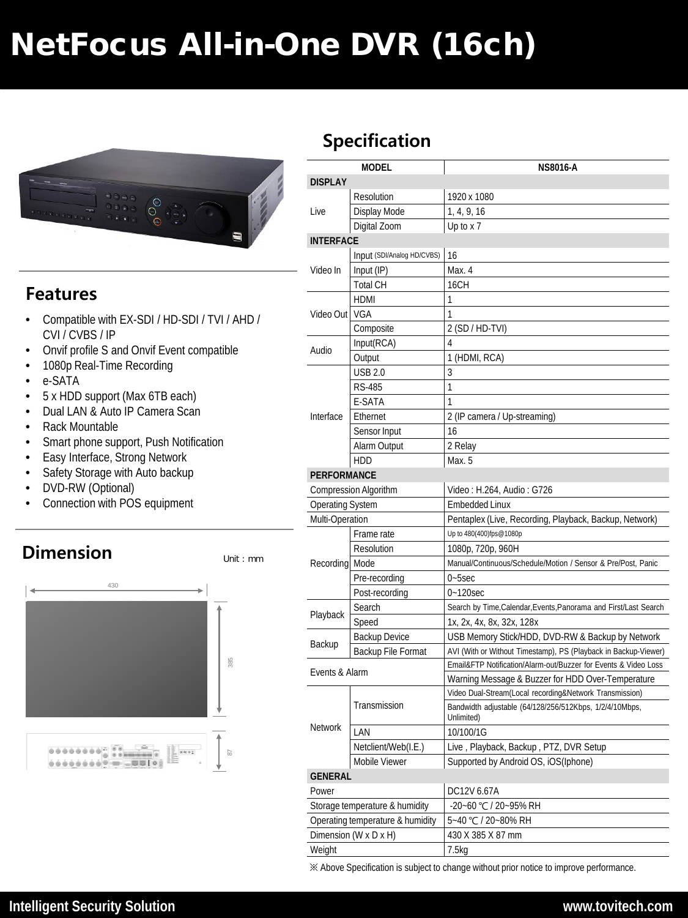# NetFocus All-in-One DVR (16ch)

## Features

- Compatible with EX-SDI / HD-SDI / TVI / AHD / CVI / CVBS / IP
- Onvif profile S and Onvif Event compatible
- 1080p Real-Time Recording
- e-SATA
- 5 x HDD support (Max 6TB each)
- Dual LAN & Auto IP Camera Scan
- Rack Mountable
- Smart phone support, Push Notification
- Easy Interface, Strong Network
- Safety Storage with Auto backup
- DVD-RW (Optional)
- Connection with POS equipment

## Dimension

Unit : mm

430

385

87

## Specification

| MODEL | | NS8016-A |
|---|---|---|
| **DISPLAY** | | |
| Live | Resolution | 1920 x 1080 |
| | Display Mode | 1, 4, 9, 16 |
| | Digital Zoom | Up to x 7 |
| **INTERFACE** | | |
| Video In | Input (SDI/Analog HD/CVBS) | 16 |
| | Input (IP) | Max. 4 |
| | Total CH | 16CH |
| Video Out | HDMI | 1 |
| | VGA | 1 |
| | Composite | 2 (SD / HD-TVI) |
| Audio | Input(RCA) | 4 |
| | Output | 1 (HDMI, RCA) |
| Interface | USB 2.0 | 3 |
| | RS-485 | 1 |
| | E-SATA | 1 |
| | Ethernet | 2 (IP camera / Up-streaming) |
| | Sensor Input | 16 |
| | Alarm Output | 2 Relay |
| | HDD | Max. 5 |
| **PERFORMANCE** | | |
| Compression Algorithm | | Video : H.264, Audio : G726 |
| Operating System | | Embedded Linux |
| Multi-Operation | | Pentaplex (Live, Recording, Playback, Backup, Network) |
| Recording | Frame rate | Up to 480(400)fps@1080p |
| | Resolution | 1080p, 720p, 960H |
| | Mode | Manual/Continuous/Schedule/Motion / Sensor & Pre/Post, Panic |
| | Pre-recording | 0~5sec |
| | Post-recording | 0~120sec |
| Playback | Search | Search by Time,Calendar,Events,Panorama and First/Last Search |
| | Speed | 1x, 2x, 4x, 8x, 32x, 128x |
| Backup | Backup Device | USB Memory Stick/HDD, DVD-RW & Backup by Network |
| | Backup File Format | AVI (With or Without Timestamp), PS (Playback in Backup-Viewer) |
| Events & Alarm | | Email&FTP Notification/Alarm-out/Buzzer for Events & Video Loss |
| | | Warning Message & Buzzer for HDD Over-Temperature |
| Network | Transmission | Video Dual-Stream(Local recording&Network Transmission) |
| | | Bandwidth adjustable (64/128/256/512Kbps, 1/2/4/10Mbps, Unlimited) |
| | LAN | 10/100/1G |
| | Netclient/Web(I.E.) | Live , Playback, Backup , PTZ, DVR Setup |
| | Mobile Viewer | Supported by Android OS, iOS(Iphone) |
| **GENERAL** | | |
| Power | | DC12V 6.67A |
| Storage temperature & humidity | | -20~60 ℃ / 20~95% RH |
| Operating temperature & humidity | | 5~40 ℃ / 20~80% RH |
| Dimension (W x D x H) | | 430 X 385 X 87 mm |
| Weight | | 7.5kg |

※ Above Specification is subject to change without prior notice to improve performance.

Intelligent Security Solution www.tovitech.com